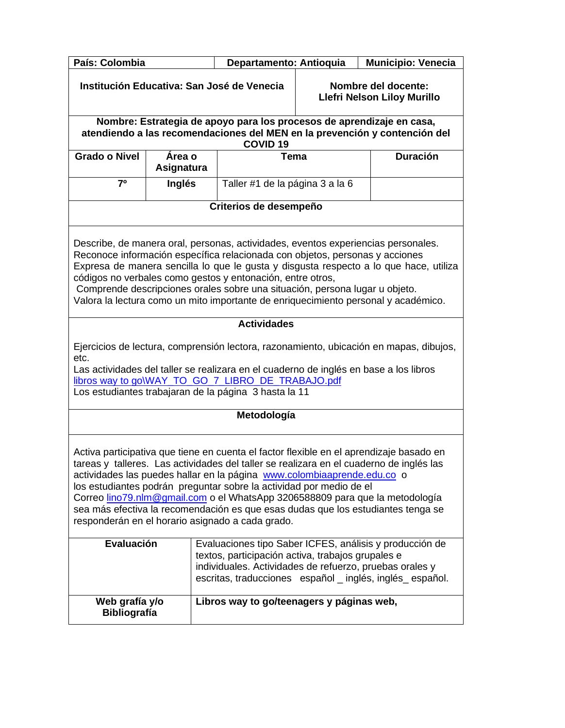| País: Colombia | Departamento: Antioquia | Municipio: Venecia |
|---|---|---|

| Institución Educativa: San José de Venecia | Nombre del docente: Llefri Nelson Liloy Murillo |
|---|---|

**Nombre: Estrategia de apoyo para los procesos de aprendizaje en casa, atendiendo a las recomendaciones del MEN en la prevención y contención del COVID 19**

| Grado o Nivel | Área o Asignatura | Tema | Duración |
|---|---|---|---|
| 7º | Inglés | Taller #1 de la página 3 a la 6 | |

**Criterios de desempeño**

Describe, de manera oral, personas, actividades, eventos experiencias personales.
Reconoce información específica relacionada con objetos, personas y acciones
Expresa de manera sencilla lo que le gusta y disgusta respecto a lo que hace, utiliza códigos no verbales como gestos y entonación, entre otros,
Comprende descripciones orales sobre una situación, persona lugar u objeto.
Valora la lectura como un mito importante de enriquecimiento personal y académico.

**Actividades**

Ejercicios de lectura, comprensión lectora, razonamiento, ubicación en mapas, dibujos, etc.
Las actividades del taller se realizara en el cuaderno de inglés en base a los libros
[libros way to go\WAY_TO_GO_7_LIBRO_DE_TRABAJO.pdf](libros way to go\WAY_TO_GO_7_LIBRO_DE_TRABAJO.pdf)
Los estudiantes trabajaran de la página 3 hasta la 11

**Metodología**

Activa participativa que tiene en cuenta el factor flexible en el aprendizaje basado en tareas y talleres. Las actividades del taller se realizara en el cuaderno de inglés las actividades las puedes hallar en la página [www.colombiaaprende.edu.co](www.colombiaaprende.edu.co) o los estudiantes podrán preguntar sobre la actividad por medio de el Correo [lino79.nlm@gmail.com](mailto:lino79.nlm@gmail.com) o el WhatsApp 3206588809 para que la metodología sea más efectiva la recomendación es que esas dudas que los estudiantes tenga se responderán en el horario asignado a cada grado.

| **Evaluación** | Evaluaciones tipo Saber ICFES, análisis y producción de textos, participación activa, trabajos grupales e individuales. Actividades de refuerzo, pruebas orales y escritas, traducciones español _ inglés, inglés_ español. |
|---|---|
| **Web grafía y/o Bibliografía** | **Libros way to go/teenagers y páginas web,** |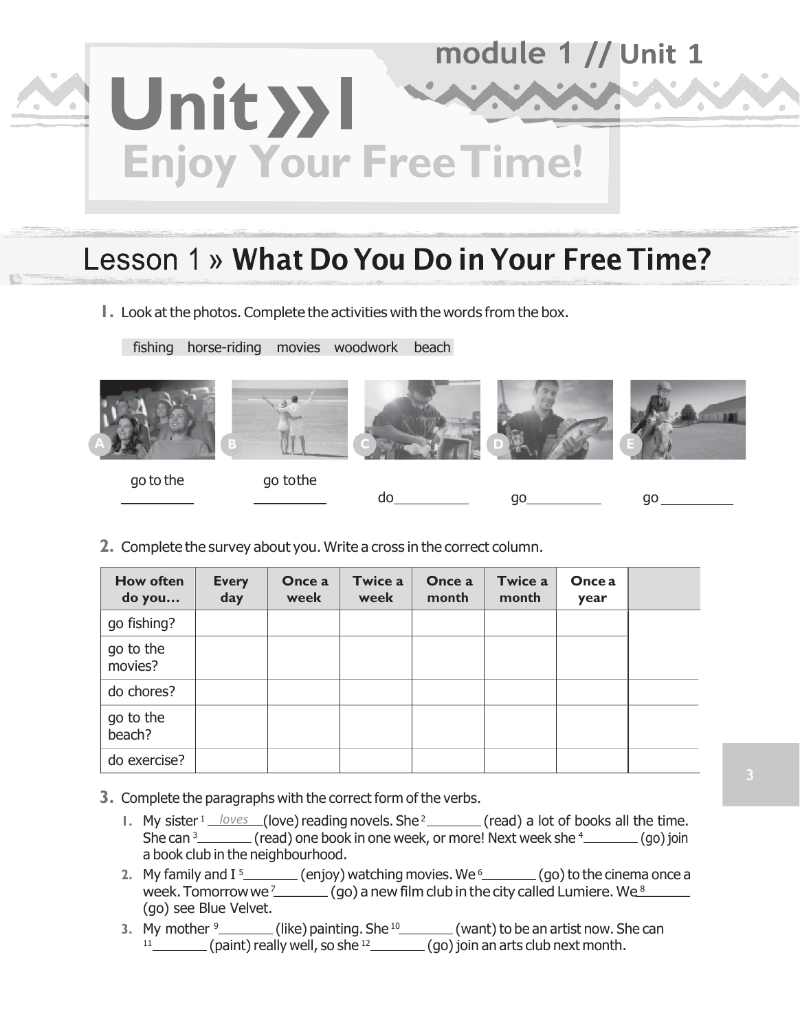# Unit 1 Enjoy Your Free Time!

## Lesson 1 » What Do You Do in Your Free Time?

**1.** Look at the photos. Complete the activities with the words from the box.

fishing   horse-riding   movies   woodwork   beach

A go to the ________

B go to the ________

C do ________

D go ________

E go ________

**2.** Complete the survey about you. Write a cross in the correct column.

| How often do you… | Every day | Once a week | Twice a week | Once a month | Twice a month | Once a year | |
|---|---|---|---|---|---|---|---|
| go fishing? | | | | | | | |
| go to the movies? | | | | | | | |
| do chores? | | | | | | | |
| go to the beach? | | | | | | | |
| do exercise? | | | | | | | |

**3.** Complete the paragraphs with the correct form of the verbs.

1. My sister [1] *loves* (love) reading novels. She [2] ________ (read) a lot of books all the time. She can [3] ________ (read) one book in one week, or more! Next week she [4] ________ (go) join a book club in the neighbourhood.
2. My family and I [5] ________ (enjoy) watching movies. We [6] ________ (go) to the cinema once a week. Tomorrow we [7] ________ (go) a new film club in the city called Lumiere. We [8] ________ (go) see Blue Velvet.
3. My mother [9] ________ (like) painting. She [10] ________ (want) to be an artist now. She can [11] ________ (paint) really well, so she [12] ________ (go) join an arts club next month.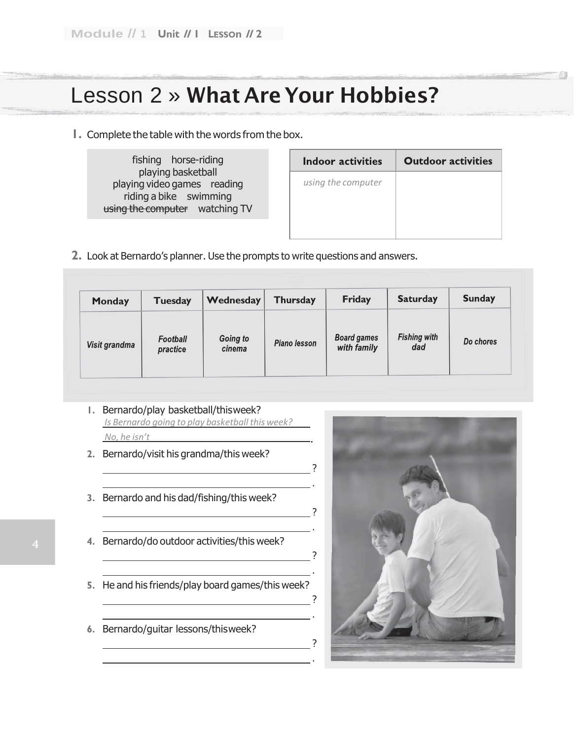# Lesson 2 » What Are Your Hobbies?

**1.** Complete the table with the words from the box.

fishing horse-riding
playing basketball
playing video games reading
riding a bike swimming
~~using the computer~~ watching TV

| Indoor activities | Outdoor activities |
|---|---|
| *using the computer* | |

**2.** Look at Bernardo's planner. Use the prompts to write questions and answers.

| Monday | Tuesday | Wednesday | Thursday | Friday | Saturday | Sunday |
|---|---|---|---|---|---|---|
| Visit grandma | Football practice | Going to cinema | Piano lesson | Board games with family | Fishing with dad | Do chores |

1. Bernardo/play basketball/this week?
   *Is Bernardo going to play basketball this week?*
   *No, he isn't*.
2. Bernardo/visit his grandma/this week?
   ______________________________?
   ______________________________.
3. Bernardo and his dad/fishing/this week?
   ______________________________?
   ______________________________.
4. Bernardo/do outdoor activities/this week?
   ______________________________?
   ______________________________.
5. He and his friends/play board games/this week?
   ______________________________?
   ______________________________.
6. Bernardo/guitar lessons/this week?
   ______________________________?
   ______________________________.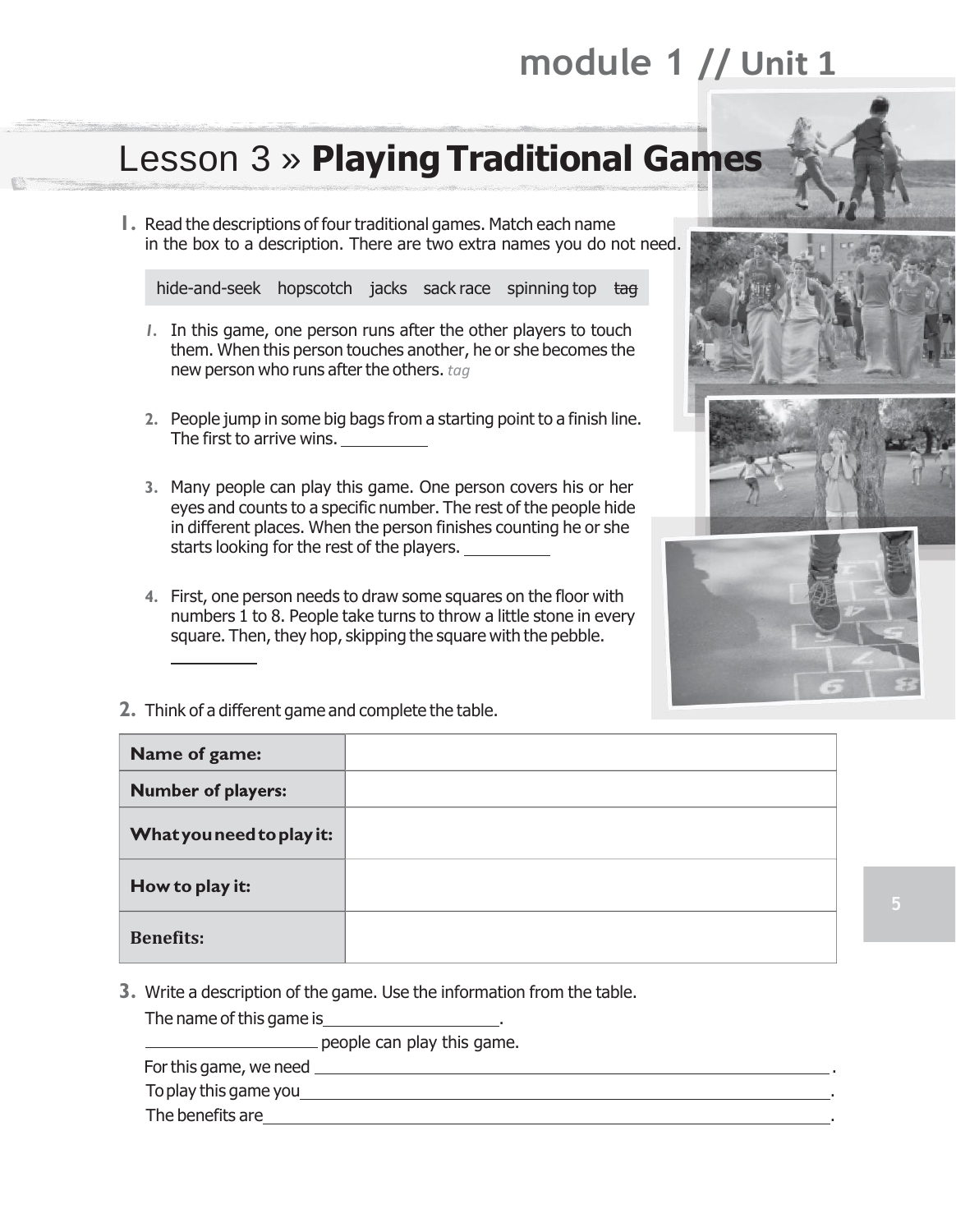# Lesson 3 » **Playing Traditional Games**

**1.** Read the descriptions of four traditional games. Match each name in the box to a description. There are two extra names you do not need.

| hide-and-seek | hopscotch | jacks | sack race | spinning top | ~~tag~~ |
|---|---|---|---|---|---|

1. In this game, one person runs after the other players to touch them. When this person touches another, he or she becomes the new person who runs after the others. *tag*
2. People jump in some big bags from a starting point to a finish line. The first to arrive wins. __________
3. Many people can play this game. One person covers his or her eyes and counts to a specific number. The rest of the people hide in different places. When the person finishes counting he or she starts looking for the rest of the players. __________
4. First, one person needs to draw some squares on the floor with numbers 1 to 8. People take turns to throw a little stone in every square. Then, they hop, skipping the square with the pebble. __________

**2.** Think of a different game and complete the table.

| | |
|---|---|
| **Name of game:** | |
| **Number of players:** | |
| **What you need to play it:** | |
| **How to play it:** | |
| **Benefits:** | |

**3.** Write a description of the game. Use the information from the table.

The name of this game is____________________.

____________________ people can play this game.

For this game, we need ____________________________________________.

To play this game you____________________________________________.

The benefits are____________________________________________.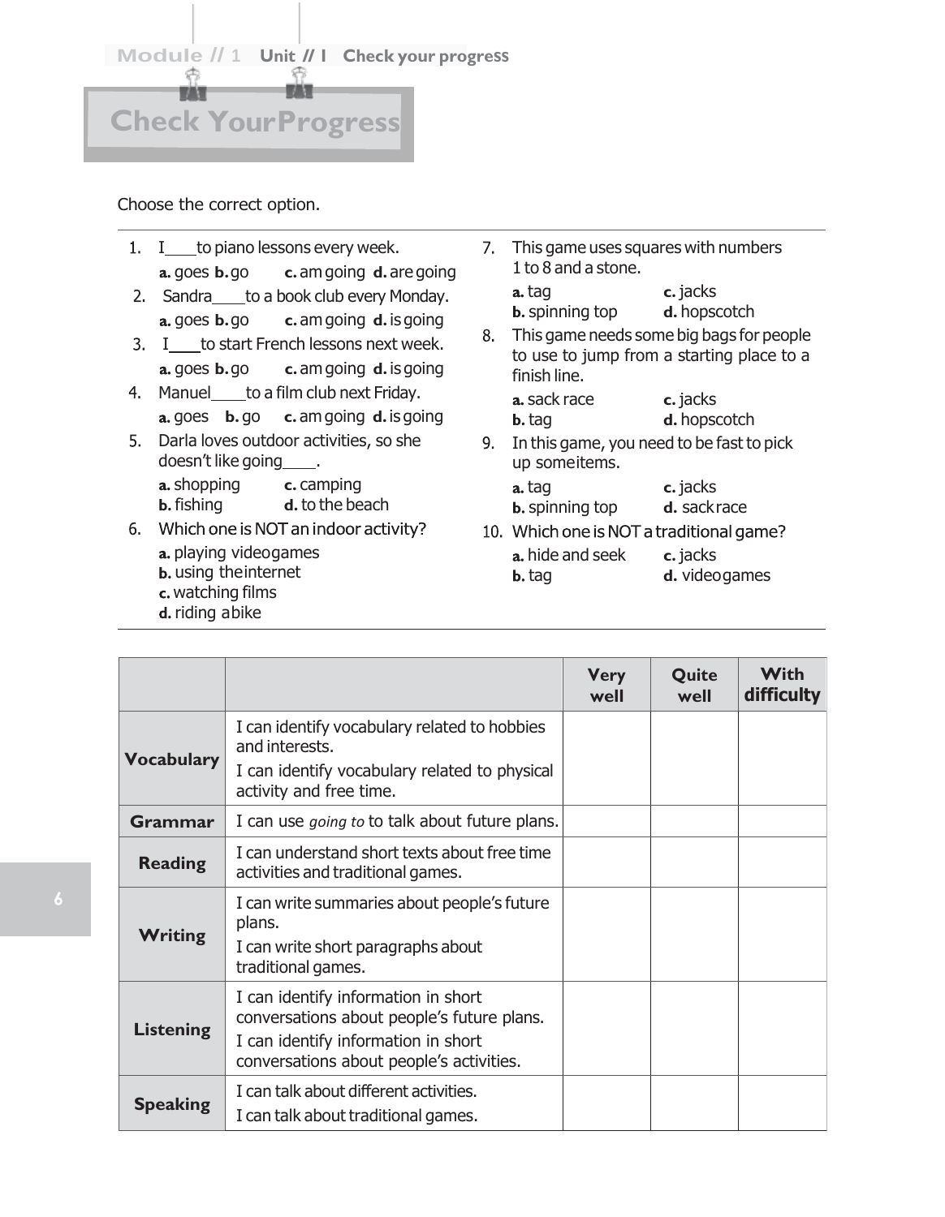# Check Your Progress

Choose the correct option.

1. I____to piano lessons every week.
   **a.** goes **b.** go **c.** am going **d.** are going
2. Sandra____to a book club every Monday.
   **a.** goes **b.** go **c.** am going **d.** is going
3. I____to start French lessons next week.
   **a.** goes **b.** go **c.** am going **d.** is going
4. Manuel____to a film club next Friday.
   **a.** goes **b.** go **c.** am going **d.** is going
5. Darla loves outdoor activities, so she doesn't like going____.
   **a.** shopping **c.** camping
   **b.** fishing **d.** to the beach
6. Which one is NOT an indoor activity?
   **a.** playing videogames
   **b.** using the internet
   **c.** watching films
   **d.** riding a bike
7. This game uses squares with numbers 1 to 8 and a stone.
   **a.** tag **c.** jacks
   **b.** spinning top **d.** hopscotch
8. This game needs some big bags for people to use to jump from a starting place to a finish line.
   **a.** sack race **c.** jacks
   **b.** tag **d.** hopscotch
9. In this game, you need to be fast to pick up some items.
   **a.** tag **c.** jacks
   **b.** spinning top **d.** sack race
10. Which one is NOT a traditional game?
    **a.** hide and seek **c.** jacks
    **b.** tag **d.** videogames

| | | Very well | Quite well | With difficulty |
|---|---|---|---|---|
| **Vocabulary** | I can identify vocabulary related to hobbies and interests. I can identify vocabulary related to physical activity and free time. | | | |
| **Grammar** | I can use *going to* to talk about future plans. | | | |
| **Reading** | I can understand short texts about free time activities and traditional games. | | | |
| **Writing** | I can write summaries about people's future plans. I can write short paragraphs about traditional games. | | | |
| **Listening** | I can identify information in short conversations about people's future plans. I can identify information in short conversations about people's activities. | | | |
| **Speaking** | I can talk about different activities. I can talk about traditional games. | | | |